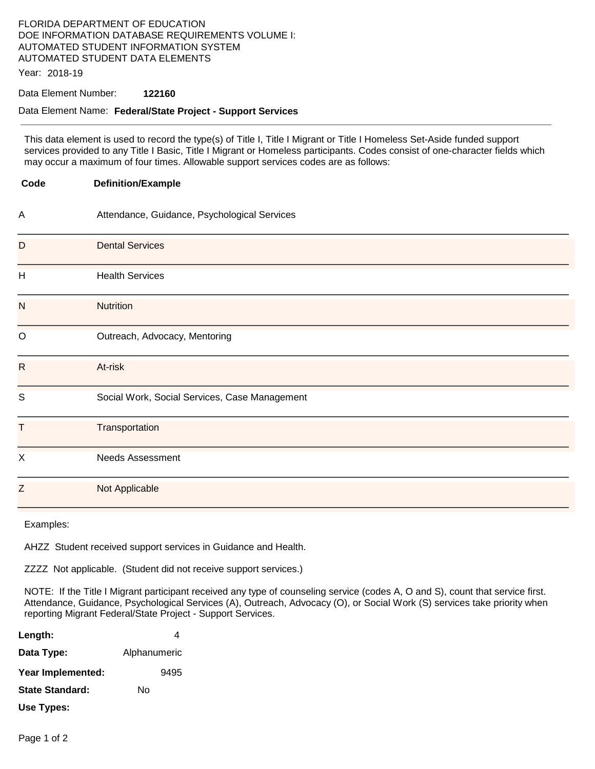FLORIDA DEPARTMENT OF EDUCATION
DOE INFORMATION DATABASE REQUIREMENTS VOLUME I:
AUTOMATED STUDENT INFORMATION SYSTEM
AUTOMATED STUDENT DATA ELEMENTS

Year: 2018-19

Data Element Number: **122160**

Data Element Name: **Federal/State Project - Support Services**

---

This data element is used to record the type(s) of Title I, Title I Migrant or Title I Homeless Set-Aside funded support services provided to any Title I Basic, Title I Migrant or Homeless participants. Codes consist of one-character fields which may occur a maximum of four times. Allowable support services codes are as follows:

| Code | Definition/Example |
|---|---|
| A | Attendance, Guidance, Psychological Services |
| D | Dental Services |
| H | Health Services |
| N | Nutrition |
| O | Outreach, Advocacy, Mentoring |
| R | At-risk |
| S | Social Work, Social Services, Case Management |
| T | Transportation |
| X | Needs Assessment |
| Z | Not Applicable |

Examples:

AHZZ Student received support services in Guidance and Health.

ZZZZ Not applicable. (Student did not receive support services.)

NOTE: If the Title I Migrant participant received any type of counseling service (codes A, O and S), count that service first. Attendance, Guidance, Psychological Services (A), Outreach, Advocacy (O), or Social Work (S) services take priority when reporting Migrant Federal/State Project - Support Services.

**Length:** 4

**Data Type:** Alphanumeric

**Year Implemented:** 9495

**State Standard:** No

**Use Types:**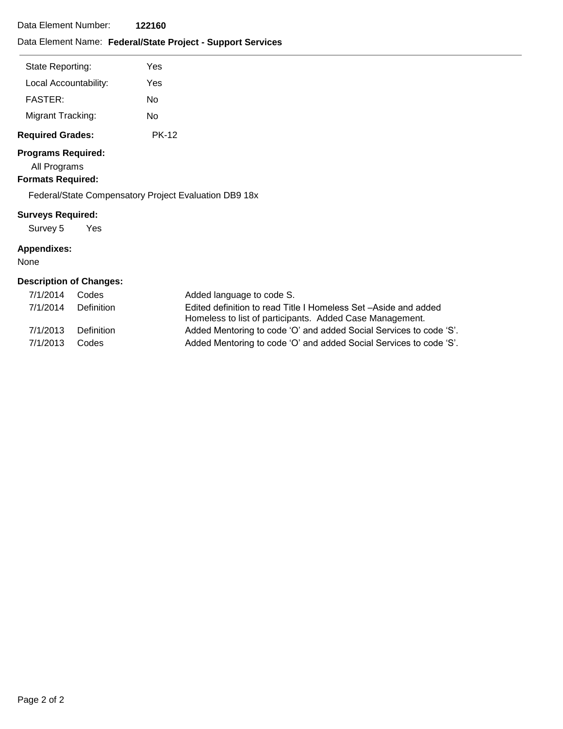Data Element Number: **122160**

Data Element Name: **Federal/State Project - Support Services**

---

| | |
|---|---|
| State Reporting: | Yes |
| Local Accountability: | Yes |
| FASTER: | No |
| Migrant Tracking: | No |

**Required Grades:** PK-12

**Programs Required:**

All Programs

**Formats Required:**

Federal/State Compensatory Project Evaluation DB9 18x

**Surveys Required:**

Survey 5 Yes

**Appendixes:**

None

**Description of Changes:**

| | | |
|---|---|---|
| 7/1/2014 | Codes | Added language to code S. |
| 7/1/2014 | Definition | Edited definition to read Title I Homeless Set –Aside and added Homeless to list of participants. Added Case Management. |
| 7/1/2013 | Definition | Added Mentoring to code 'O' and added Social Services to code 'S'. |
| 7/1/2013 | Codes | Added Mentoring to code 'O' and added Social Services to code 'S'. |